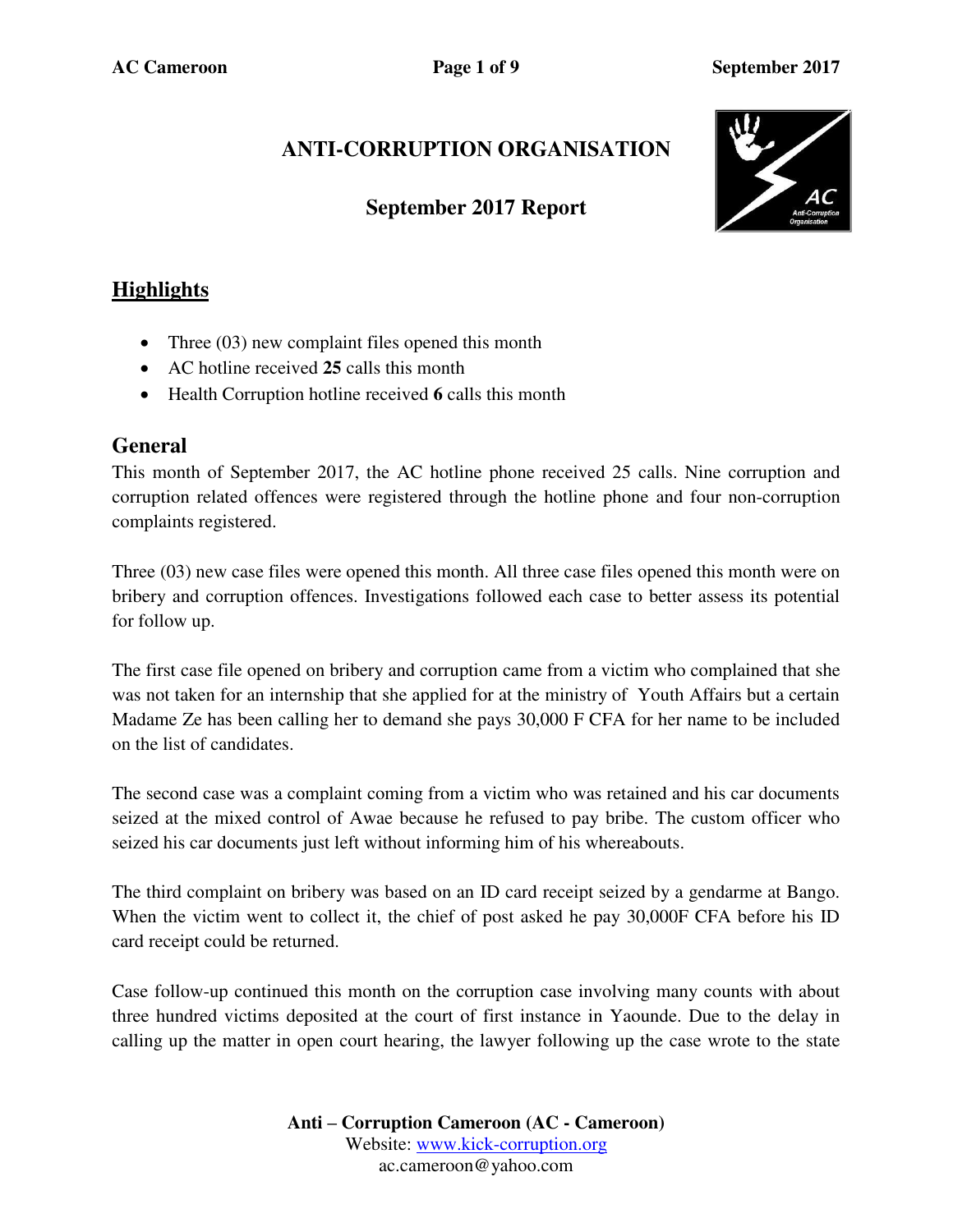# ANTI-CORRUPTION ORGANISATION

## September 2017 Report

## Highlights

- Three (03) new complaint files opened this month
- AC hotline received **25** calls this month
- Health Corruption hotline received **6** calls this month

## General

This month of September 2017, the AC hotline phone received 25 calls. Nine corruption and corruption related offences were registered through the hotline phone and four non-corruption complaints registered.

Three (03) new case files were opened this month. All three case files opened this month were on bribery and corruption offences. Investigations followed each case to better assess its potential for follow up.

The first case file opened on bribery and corruption came from a victim who complained that she was not taken for an internship that she applied for at the ministry of Youth Affairs but a certain Madame Ze has been calling her to demand she pays 30,000 F CFA for her name to be included on the list of candidates.

The second case was a complaint coming from a victim who was retained and his car documents seized at the mixed control of Awae because he refused to pay bribe. The custom officer who seized his car documents just left without informing him of his whereabouts.

The third complaint on bribery was based on an ID card receipt seized by a gendarme at Bango. When the victim went to collect it, the chief of post asked he pay 30,000F CFA before his ID card receipt could be returned.

Case follow-up continued this month on the corruption case involving many counts with about three hundred victims deposited at the court of first instance in Yaounde. Due to the delay in calling up the matter in open court hearing, the lawyer following up the case wrote to the state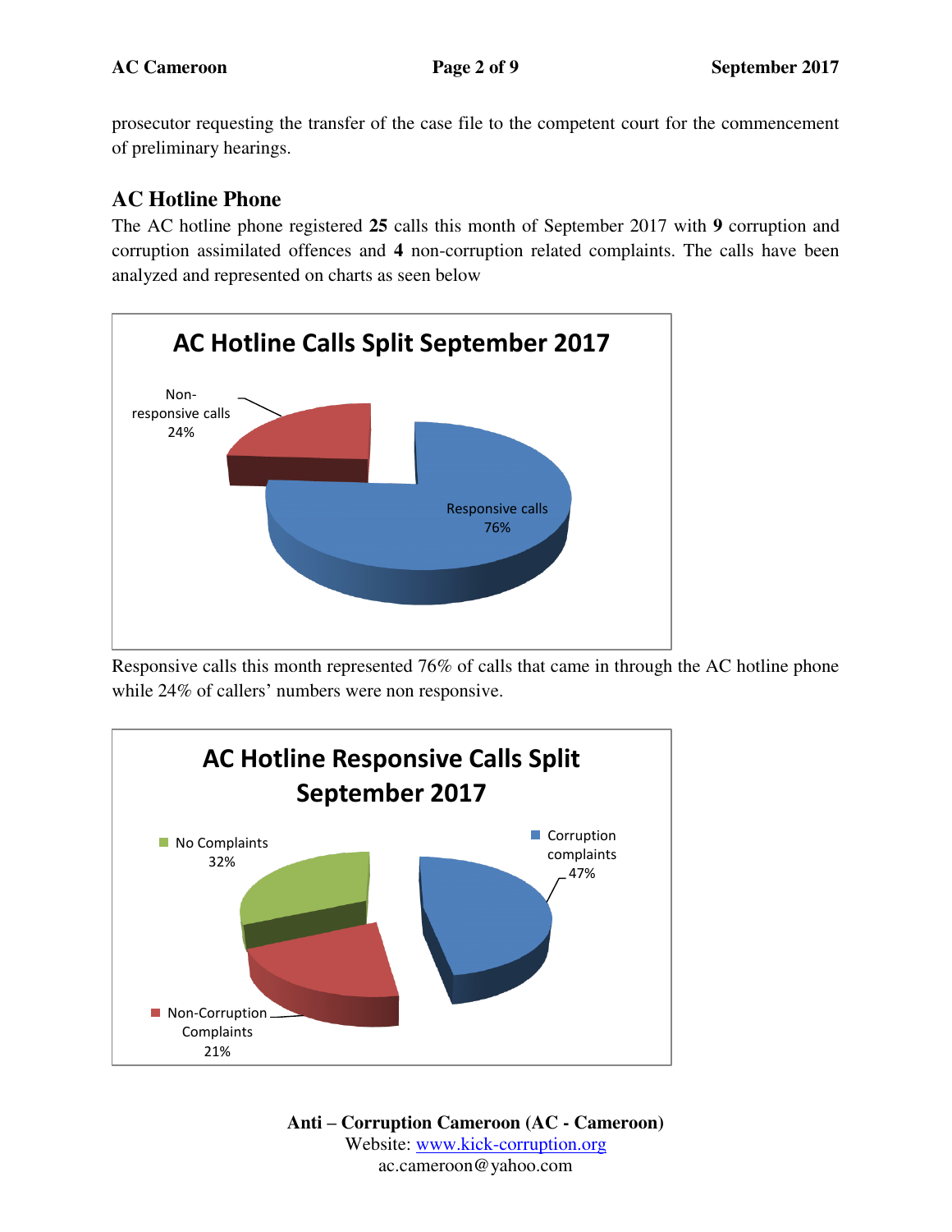prosecutor requesting the transfer of the case file to the competent court for the commencement of preliminary hearings.

## AC Hotline Phone

The AC hotline phone registered **25** calls this month of September 2017 with **9** corruption and corruption assimilated offences and **4** non-corruption related complaints. The calls have been analyzed and represented on charts as seen below

**AC Hotline Calls Split September 2017**

Non-responsive calls 24%

Responsive calls 76%

Responsive calls this month represented 76% of calls that came in through the AC hotline phone while 24% of callers' numbers were non responsive.

**AC Hotline Responsive Calls Split September 2017**

No Complaints 32%

Corruption complaints 47%

Non-Corruption Complaints 21%

**Anti – Corruption Cameroon (AC - Cameroon)**
Website: www.kick-corruption.org
ac.cameroon@yahoo.com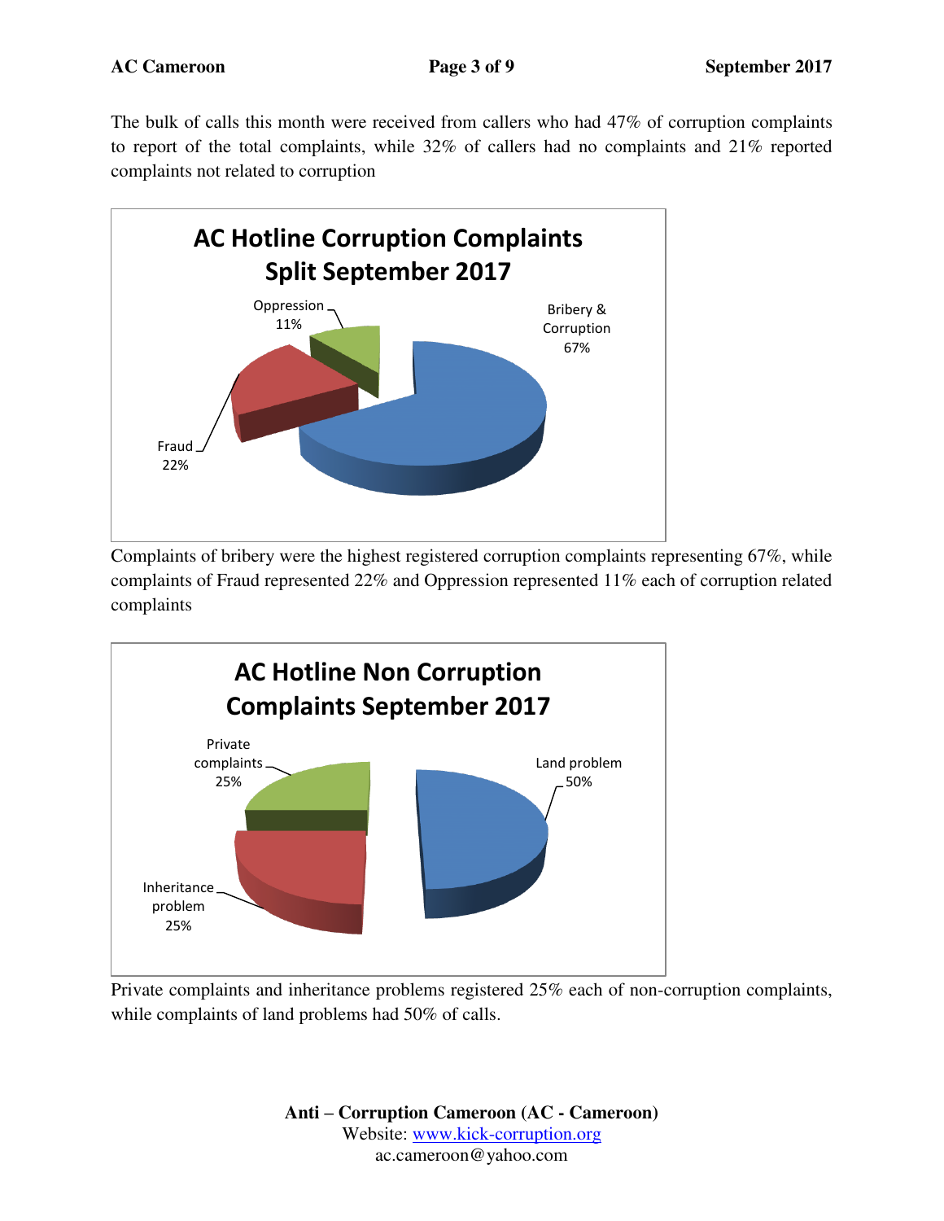The bulk of calls this month were received from callers who had 47% of corruption complaints to report of the total complaints, while 32% of callers had no complaints and 21% reported complaints not related to corruption

**AC Hotline Corruption Complaints Split September 2017**

| Category | Share |
|---|---|
| Bribery & Corruption | 67% |
| Fraud | 22% |
| Oppression | 11% |

Complaints of bribery were the highest registered corruption complaints representing 67%, while complaints of Fraud represented 22% and Oppression represented 11% each of corruption related complaints

**AC Hotline Non Corruption Complaints September 2017**

| Category | Share |
|---|---|
| Land problem | 50% |
| Inheritance problem | 25% |
| Private complaints | 25% |

Private complaints and inheritance problems registered 25% each of non-corruption complaints, while complaints of land problems had 50% of calls.

**Anti – Corruption Cameroon (AC - Cameroon)**
Website: www.kick-corruption.org
ac.cameroon@yahoo.com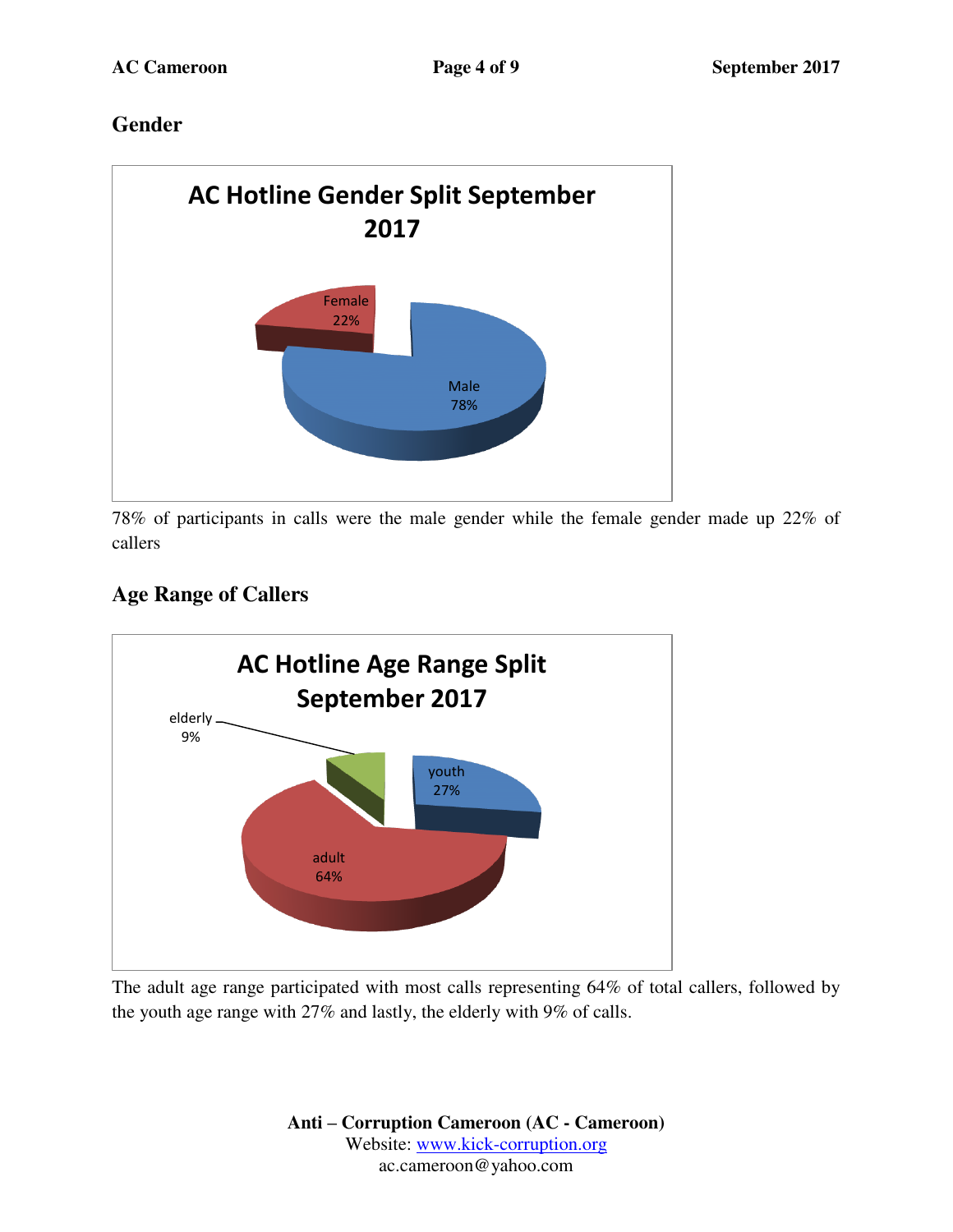## Gender

AC Hotline Gender Split September 2017

Female 22%

Male 78%

78% of participants in calls were the male gender while the female gender made up 22% of callers

## Age Range of Callers

AC Hotline Age Range Split September 2017

elderly 9%

youth 27%

adult 64%

The adult age range participated with most calls representing 64% of total callers, followed by the youth age range with 27% and lastly, the elderly with 9% of calls.

**Anti – Corruption Cameroon (AC - Cameroon)**
Website: www.kick-corruption.org
ac.cameroon@yahoo.com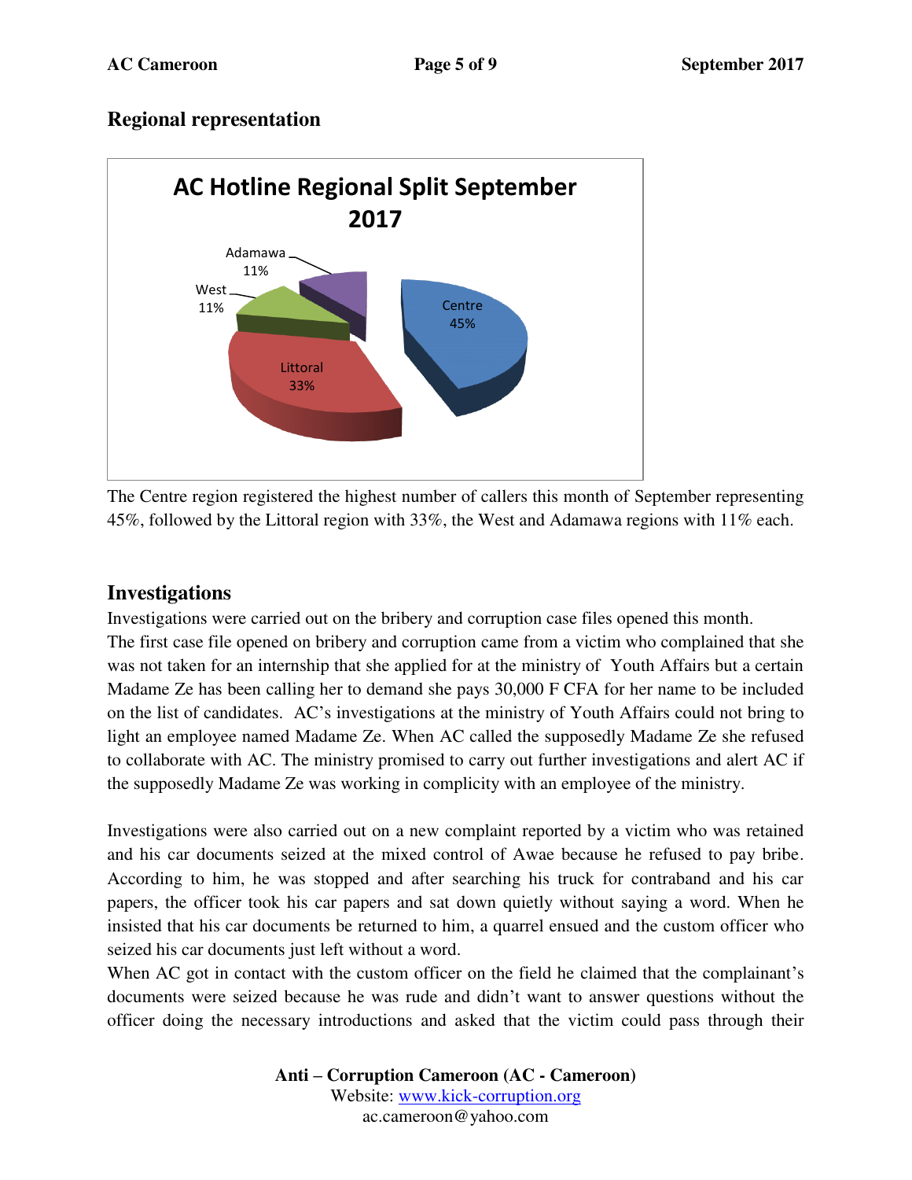## Regional representation

The Centre region registered the highest number of callers this month of September representing 45%, followed by the Littoral region with 33%, the West and Adamawa regions with 11% each.

## Investigations

Investigations were carried out on the bribery and corruption case files opened this month.
The first case file opened on bribery and corruption came from a victim who complained that she was not taken for an internship that she applied for at the ministry of Youth Affairs but a certain Madame Ze has been calling her to demand she pays 30,000 F CFA for her name to be included on the list of candidates. AC's investigations at the ministry of Youth Affairs could not bring to light an employee named Madame Ze. When AC called the supposedly Madame Ze she refused to collaborate with AC. The ministry promised to carry out further investigations and alert AC if the supposedly Madame Ze was working in complicity with an employee of the ministry.

Investigations were also carried out on a new complaint reported by a victim who was retained and his car documents seized at the mixed control of Awae because he refused to pay bribe. According to him, he was stopped and after searching his truck for contraband and his car papers, the officer took his car papers and sat down quietly without saying a word. When he insisted that his car documents be returned to him, a quarrel ensued and the custom officer who seized his car documents just left without a word.
When AC got in contact with the custom officer on the field he claimed that the complainant's documents were seized because he was rude and didn't want to answer questions without the officer doing the necessary introductions and asked that the victim could pass through their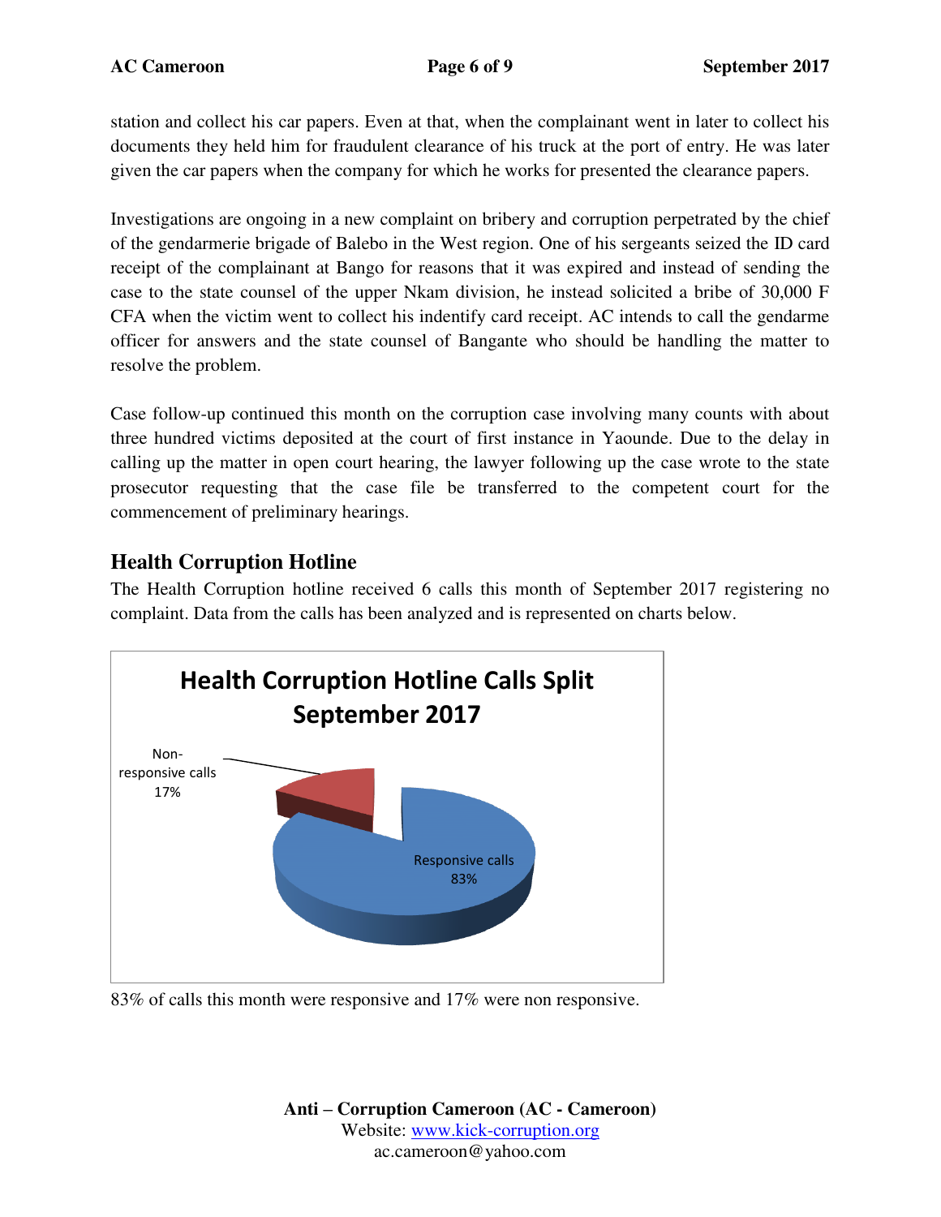station and collect his car papers. Even at that, when the complainant went in later to collect his documents they held him for fraudulent clearance of his truck at the port of entry. He was later given the car papers when the company for which he works for presented the clearance papers.

Investigations are ongoing in a new complaint on bribery and corruption perpetrated by the chief of the gendarmerie brigade of Balebo in the West region. One of his sergeants seized the ID card receipt of the complainant at Bango for reasons that it was expired and instead of sending the case to the state counsel of the upper Nkam division, he instead solicited a bribe of 30,000 F CFA when the victim went to collect his indentify card receipt. AC intends to call the gendarme officer for answers and the state counsel of Bangante who should be handling the matter to resolve the problem.

Case follow-up continued this month on the corruption case involving many counts with about three hundred victims deposited at the court of first instance in Yaounde. Due to the delay in calling up the matter in open court hearing, the lawyer following up the case wrote to the state prosecutor requesting that the case file be transferred to the competent court for the commencement of preliminary hearings.

## Health Corruption Hotline

The Health Corruption hotline received 6 calls this month of September 2017 registering no complaint. Data from the calls has been analyzed and is represented on charts below.

**Health Corruption Hotline Calls Split September 2017**

| Call type | Percentage |
| --- | --- |
| Responsive calls | 83% |
| Non-responsive calls | 17% |

83% of calls this month were responsive and 17% were non responsive.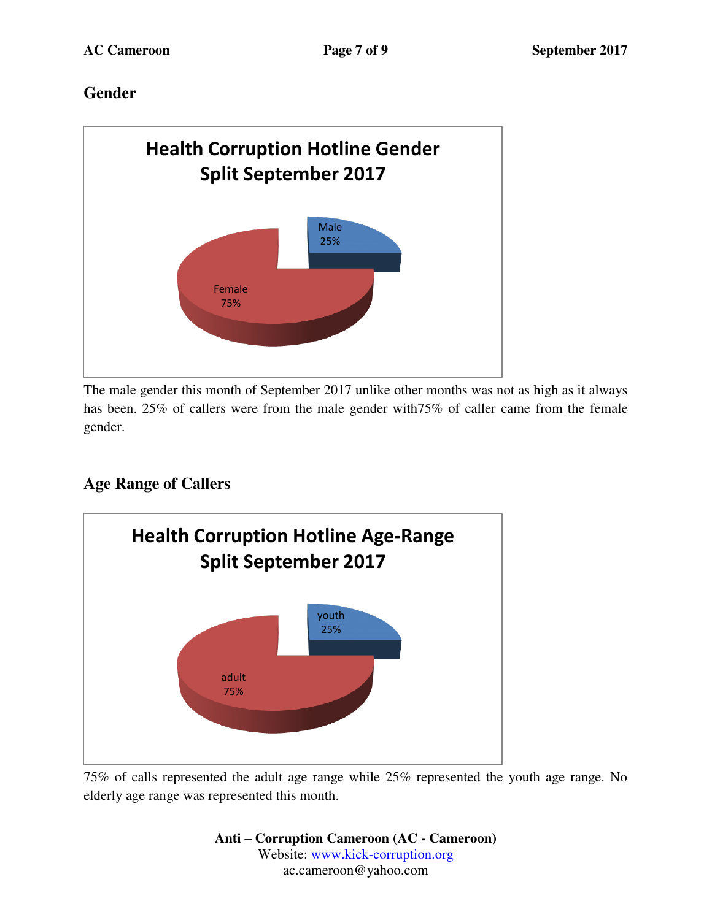## Gender

The male gender this month of September 2017 unlike other months was not as high as it always has been. 25% of callers were from the male gender with75% of caller came from the female gender.

## Age Range of Callers

75% of calls represented the adult age range while 25% represented the youth age range. No elderly age range was represented this month.

**Anti – Corruption Cameroon (AC - Cameroon)**
Website: www.kick-corruption.org
ac.cameroon@yahoo.com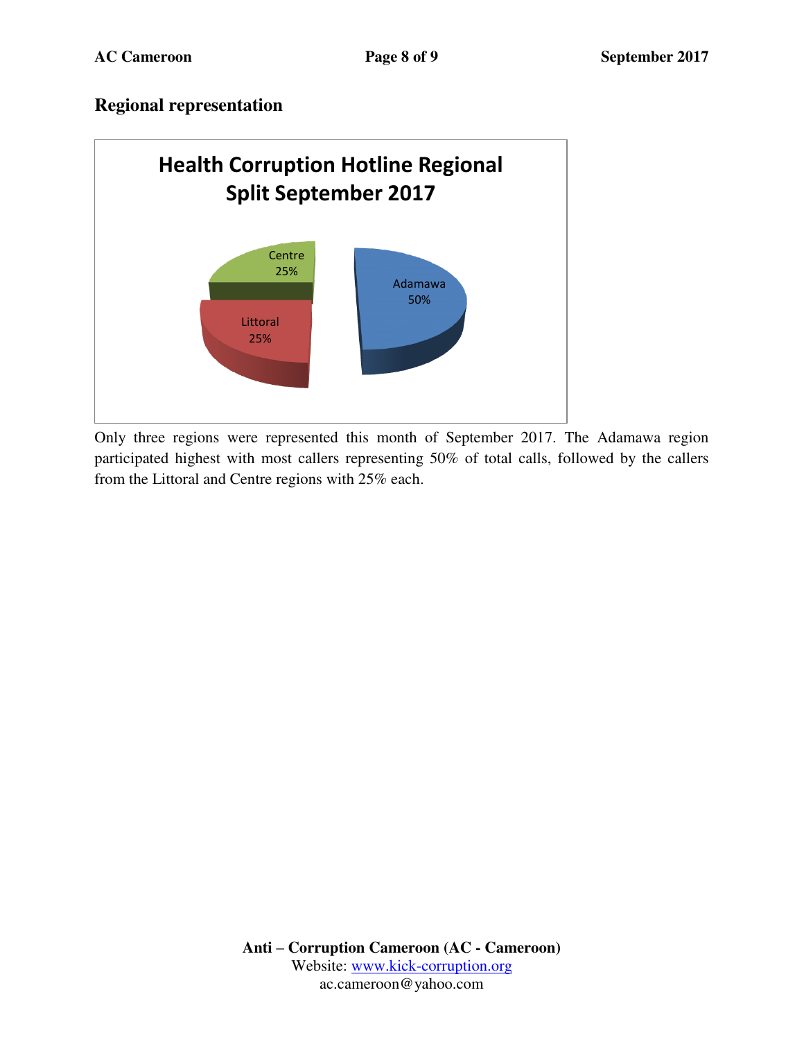## Regional representation

Health Corruption Hotline Regional Split September 2017

Centre 25%

Adamawa 50%

Littoral 25%

Only three regions were represented this month of September 2017. The Adamawa region participated highest with most callers representing 50% of total calls, followed by the callers from the Littoral and Centre regions with 25% each.

**Anti – Corruption Cameroon (AC - Cameroon)**
Website: www.kick-corruption.org
ac.cameroon@yahoo.com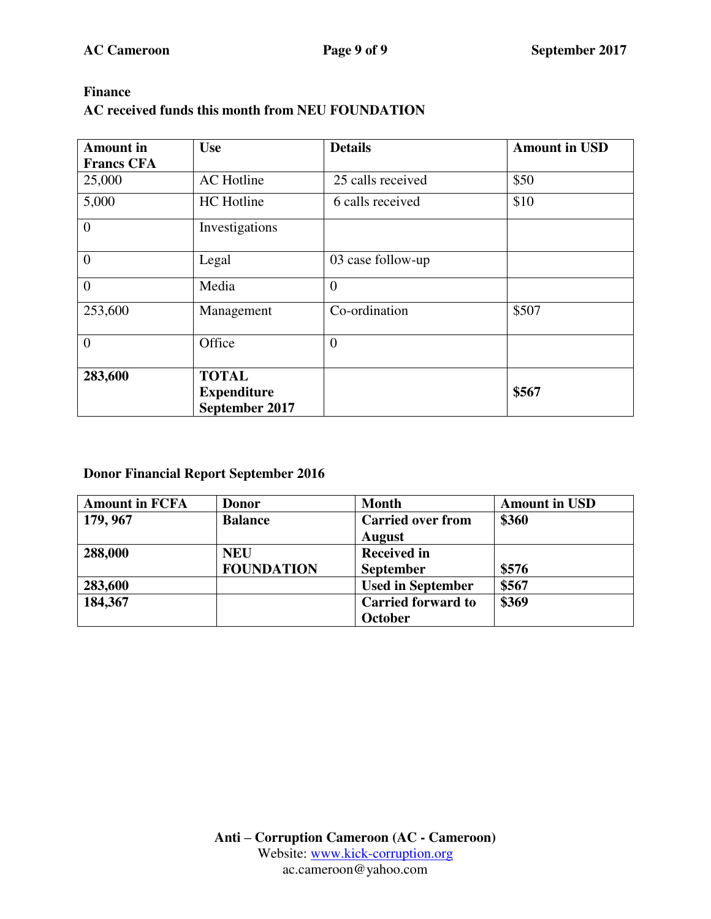**Finance**

**AC received funds this month from NEU FOUNDATION**

| Amount in Francs CFA | Use | Details | Amount in USD |
|---|---|---|---|
| 25,000 | AC Hotline | 25 calls received | $50 |
| 5,000 | HC Hotline | 6 calls received | $10 |
| 0 | Investigations | | |
| 0 | Legal | 03 case follow-up | |
| 0 | Media | 0 | |
| 253,600 | Management | Co-ordination | $507 |
| 0 | Office | 0 | |
| **283,600** | **TOTAL Expenditure September 2017** | | **$567** |

**Donor Financial Report September 2016**

| Amount in FCFA | Donor | Month | Amount in USD |
|---|---|---|---|
| **179, 967** | **Balance** | **Carried over from August** | **$360** |
| **288,000** | **NEU FOUNDATION** | **Received in September** | **$576** |
| **283,600** | | **Used in September** | **$567** |
| **184,367** | | **Carried forward to October** | **$369** |

**Anti – Corruption Cameroon (AC - Cameroon)**
Website: [www.kick-corruption.org](http://www.kick-corruption.org)
ac.cameroon@yahoo.com